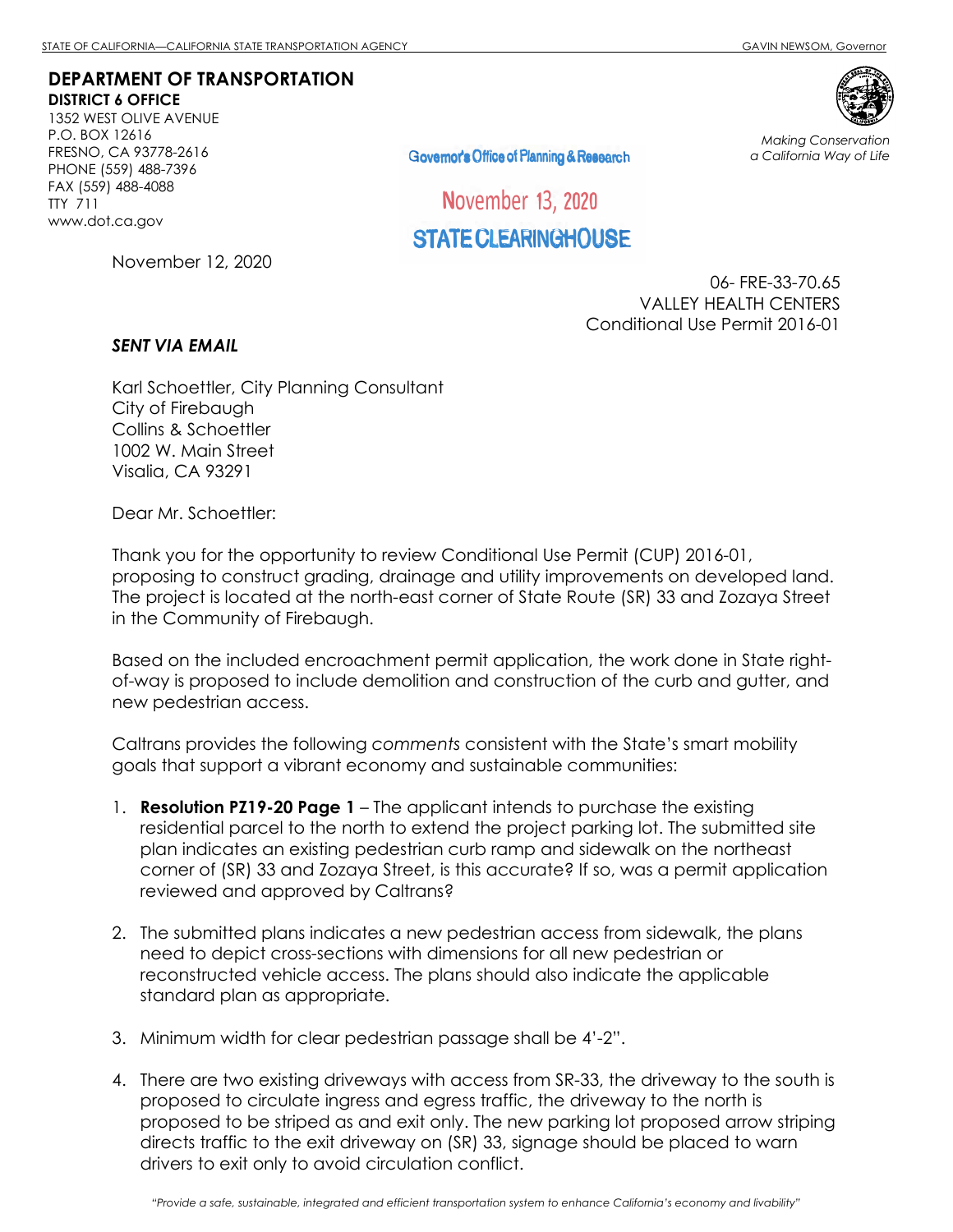STATE OF CALIFORNIA—CALIFORNIA STATE TRANSPORTATION AGENCY GAVIN NEWSOM, Governor

**DEPARTMENT OF TRANSPORTATION**
**DISTRICT 6 OFFICE**
1352 WEST OLIVE AVENUE
P.O. BOX 12616
FRESNO, CA 93778-2616
PHONE (559) 488-7396
FAX (559) 488-4088
TTY 711
www.dot.ca.gov

*Making Conservation a California Way of Life*

Governor's Office of Planning & Research

November 13, 2020

STATE CLEARINGHOUSE

November 12, 2020

06- FRE-33-70.65
VALLEY HEALTH CENTERS
Conditional Use Permit 2016-01

***SENT VIA EMAIL***

Karl Schoettler, City Planning Consultant
City of Firebaugh
Collins & Schoettler
1002 W. Main Street
Visalia, CA 93291

Dear Mr. Schoettler:

Thank you for the opportunity to review Conditional Use Permit (CUP) 2016-01, proposing to construct grading, drainage and utility improvements on developed land. The project is located at the north-east corner of State Route (SR) 33 and Zozaya Street in the Community of Firebaugh.

Based on the included encroachment permit application, the work done in State right-of-way is proposed to include demolition and construction of the curb and gutter, and new pedestrian access.

Caltrans provides the following *comments* consistent with the State's smart mobility goals that support a vibrant economy and sustainable communities:

1. **Resolution PZ19-20 Page 1** – The applicant intends to purchase the existing residential parcel to the north to extend the project parking lot. The submitted site plan indicates an existing pedestrian curb ramp and sidewalk on the northeast corner of (SR) 33 and Zozaya Street, is this accurate? If so, was a permit application reviewed and approved by Caltrans?

2. The submitted plans indicates a new pedestrian access from sidewalk, the plans need to depict cross-sections with dimensions for all new pedestrian or reconstructed vehicle access. The plans should also indicate the applicable standard plan as appropriate.

3. Minimum width for clear pedestrian passage shall be 4'-2".

4. There are two existing driveways with access from SR-33, the driveway to the south is proposed to circulate ingress and egress traffic, the driveway to the north is proposed to be striped as and exit only. The new parking lot proposed arrow striping directs traffic to the exit driveway on (SR) 33, signage should be placed to warn drivers to exit only to avoid circulation conflict.

*"Provide a safe, sustainable, integrated and efficient transportation system to enhance California's economy and livability"*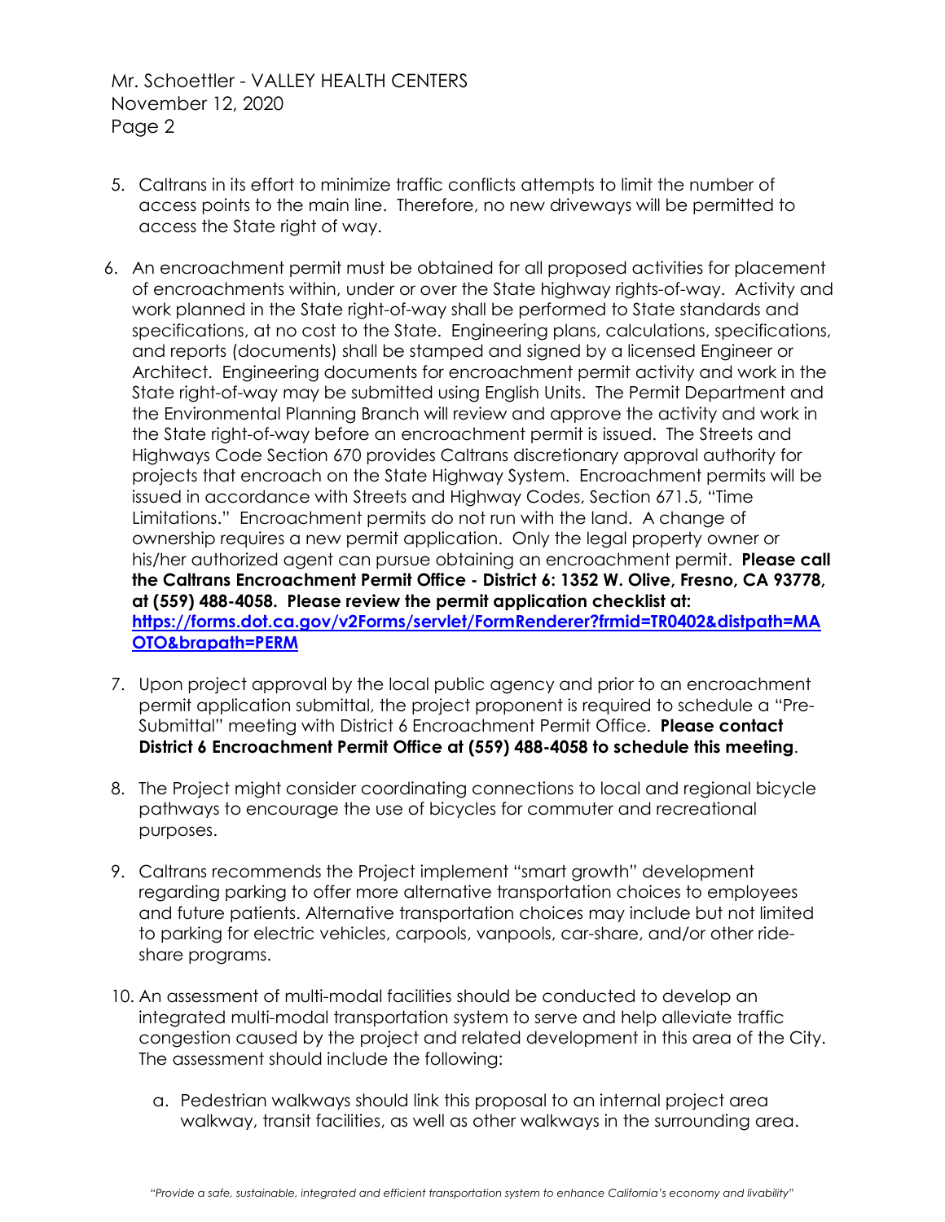5. Caltrans in its effort to minimize traffic conflicts attempts to limit the number of access points to the main line. Therefore, no new driveways will be permitted to access the State right of way.

6. An encroachment permit must be obtained for all proposed activities for placement of encroachments within, under or over the State highway rights-of-way. Activity and work planned in the State right-of-way shall be performed to State standards and specifications, at no cost to the State. Engineering plans, calculations, specifications, and reports (documents) shall be stamped and signed by a licensed Engineer or Architect. Engineering documents for encroachment permit activity and work in the State right-of-way may be submitted using English Units. The Permit Department and the Environmental Planning Branch will review and approve the activity and work in the State right-of-way before an encroachment permit is issued. The Streets and Highways Code Section 670 provides Caltrans discretionary approval authority for projects that encroach on the State Highway System. Encroachment permits will be issued in accordance with Streets and Highway Codes, Section 671.5, "Time Limitations." Encroachment permits do not run with the land. A change of ownership requires a new permit application. Only the legal property owner or his/her authorized agent can pursue obtaining an encroachment permit. **Please call the Caltrans Encroachment Permit Office - District 6: 1352 W. Olive, Fresno, CA 93778, at (559) 488-4058. Please review the permit application checklist at: [https://forms.dot.ca.gov/v2Forms/servlet/FormRenderer?frmid=TR0402&distpath=MAOTO&brapath=PERM](https://forms.dot.ca.gov/v2Forms/servlet/FormRenderer?frmid=TR0402&distpath=MAOTO&brapath=PERM)**

7. Upon project approval by the local public agency and prior to an encroachment permit application submittal, the project proponent is required to schedule a "Pre-Submittal" meeting with District 6 Encroachment Permit Office. **Please contact District 6 Encroachment Permit Office at (559) 488-4058 to schedule this meeting**.

8. The Project might consider coordinating connections to local and regional bicycle pathways to encourage the use of bicycles for commuter and recreational purposes.

9. Caltrans recommends the Project implement "smart growth" development regarding parking to offer more alternative transportation choices to employees and future patients. Alternative transportation choices may include but not limited to parking for electric vehicles, carpools, vanpools, car-share, and/or other ride-share programs.

10. An assessment of multi-modal facilities should be conducted to develop an integrated multi-modal transportation system to serve and help alleviate traffic congestion caused by the project and related development in this area of the City. The assessment should include the following:

    a. Pedestrian walkways should link this proposal to an internal project area walkway, transit facilities, as well as other walkways in the surrounding area.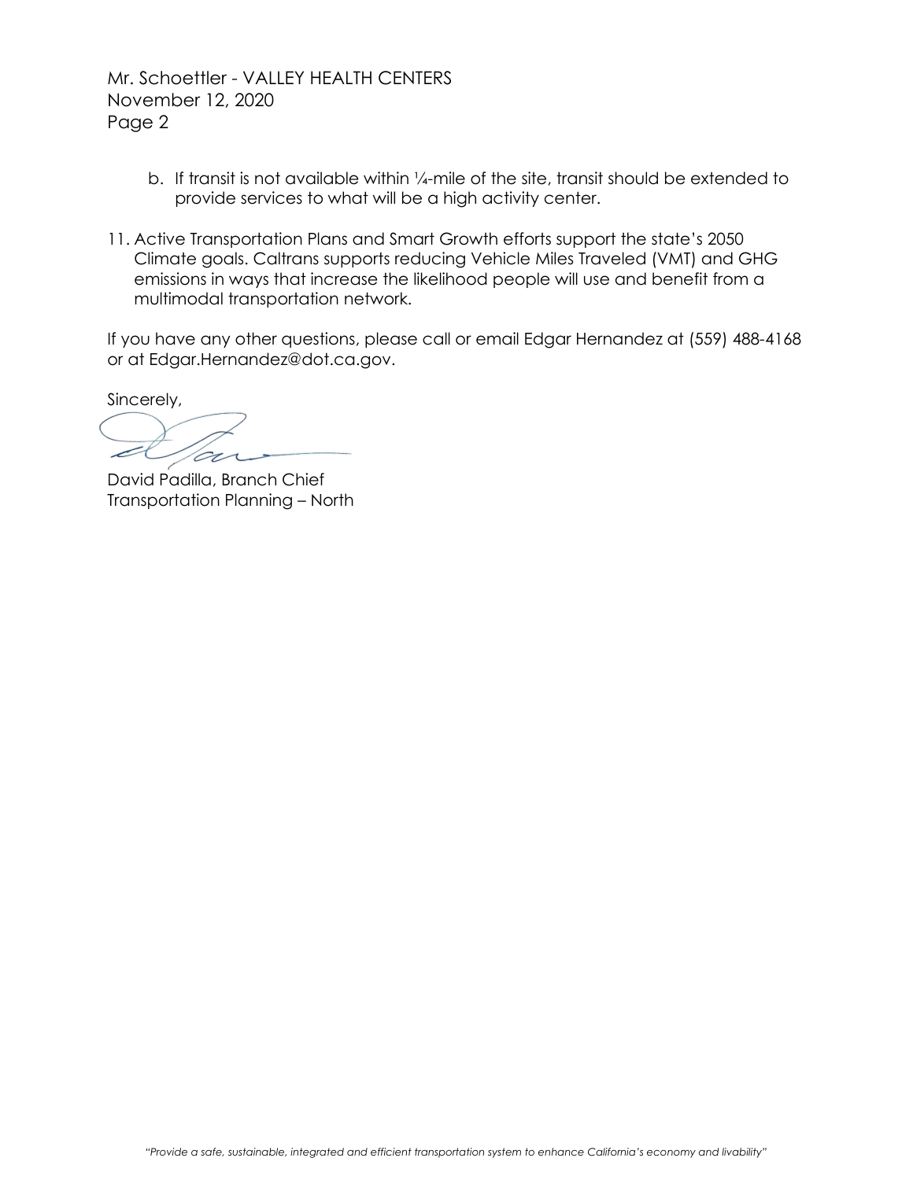b. If transit is not available within ¼-mile of the site, transit should be extended to provide services to what will be a high activity center.

11. Active Transportation Plans and Smart Growth efforts support the state's 2050 Climate goals. Caltrans supports reducing Vehicle Miles Traveled (VMT) and GHG emissions in ways that increase the likelihood people will use and benefit from a multimodal transportation network.

If you have any other questions, please call or email Edgar Hernandez at (559) 488-4168 or at Edgar.Hernandez@dot.ca.gov.

Sincerely,

David Padilla, Branch Chief
Transportation Planning – North